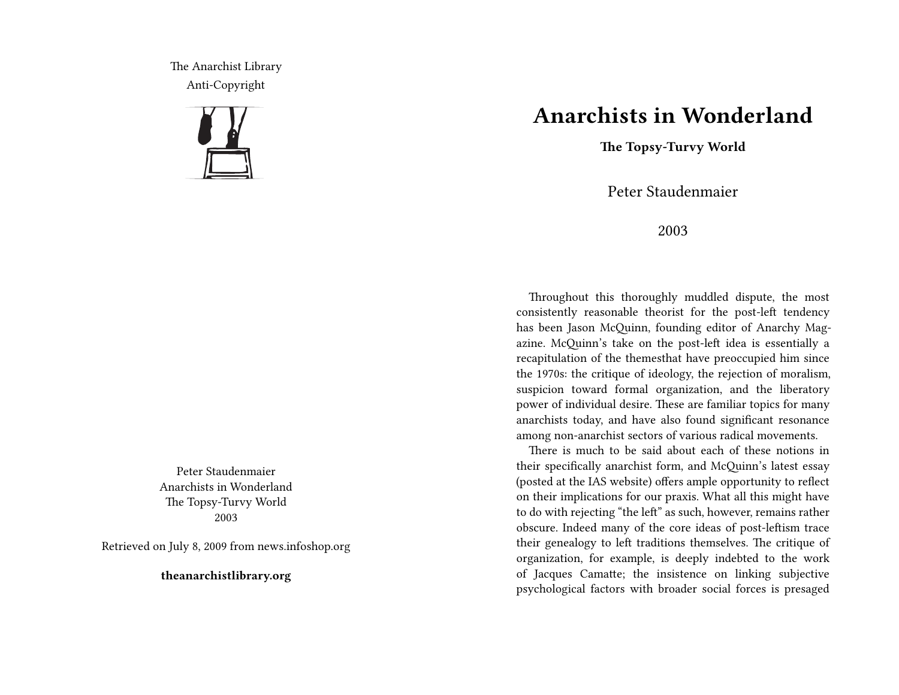The Anarchist Library
Anti-Copyright

Peter Staudenmaier
Anarchists in Wonderland
The Topsy-Turvy World
2003

Retrieved on July 8, 2009 from news.infoshop.org

**theanarchistlibrary.org**

# Anarchists in Wonderland

**The Topsy-Turvy World**

Peter Staudenmaier

2003

Throughout this thoroughly muddled dispute, the most consistently reasonable theorist for the post-left tendency has been Jason McQuinn, founding editor of Anarchy Magazine. McQuinn's take on the post-left idea is essentially a recapitulation of the themesthat have preoccupied him since the 1970s: the critique of ideology, the rejection of moralism, suspicion toward formal organization, and the liberatory power of individual desire. These are familiar topics for many anarchists today, and have also found significant resonance among non-anarchist sectors of various radical movements.

There is much to be said about each of these notions in their specifically anarchist form, and McQuinn's latest essay (posted at the IAS website) offers ample opportunity to reflect on their implications for our praxis. What all this might have to do with rejecting "the left" as such, however, remains rather obscure. Indeed many of the core ideas of post-leftism trace their genealogy to left traditions themselves. The critique of organization, for example, is deeply indebted to the work of Jacques Camatte; the insistence on linking subjective psychological factors with broader social forces is presaged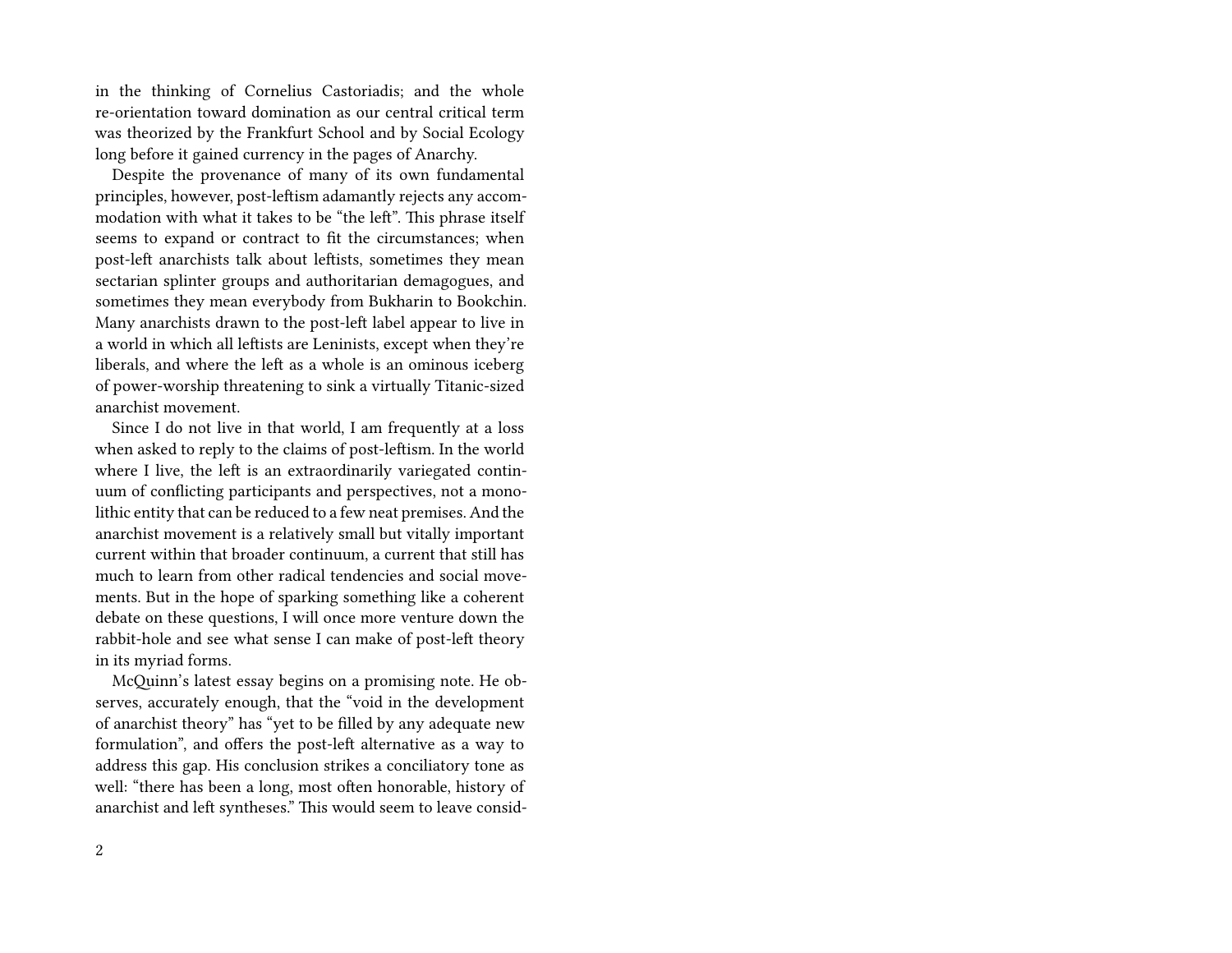in the thinking of Cornelius Castoriadis; and the whole re-orientation toward domination as our central critical term was theorized by the Frankfurt School and by Social Ecology long before it gained currency in the pages of Anarchy.

Despite the provenance of many of its own fundamental principles, however, post-leftism adamantly rejects any accommodation with what it takes to be "the left". This phrase itself seems to expand or contract to fit the circumstances; when post-left anarchists talk about leftists, sometimes they mean sectarian splinter groups and authoritarian demagogues, and sometimes they mean everybody from Bukharin to Bookchin. Many anarchists drawn to the post-left label appear to live in a world in which all leftists are Leninists, except when they're liberals, and where the left as a whole is an ominous iceberg of power-worship threatening to sink a virtually Titanic-sized anarchist movement.

Since I do not live in that world, I am frequently at a loss when asked to reply to the claims of post-leftism. In the world where I live, the left is an extraordinarily variegated continuum of conflicting participants and perspectives, not a monolithic entity that can be reduced to a few neat premises. And the anarchist movement is a relatively small but vitally important current within that broader continuum, a current that still has much to learn from other radical tendencies and social movements. But in the hope of sparking something like a coherent debate on these questions, I will once more venture down the rabbit-hole and see what sense I can make of post-left theory in its myriad forms.

McQuinn's latest essay begins on a promising note. He observes, accurately enough, that the "void in the development of anarchist theory" has "yet to be filled by any adequate new formulation", and offers the post-left alternative as a way to address this gap. His conclusion strikes a conciliatory tone as well: "there has been a long, most often honorable, history of anarchist and left syntheses." This would seem to leave consid-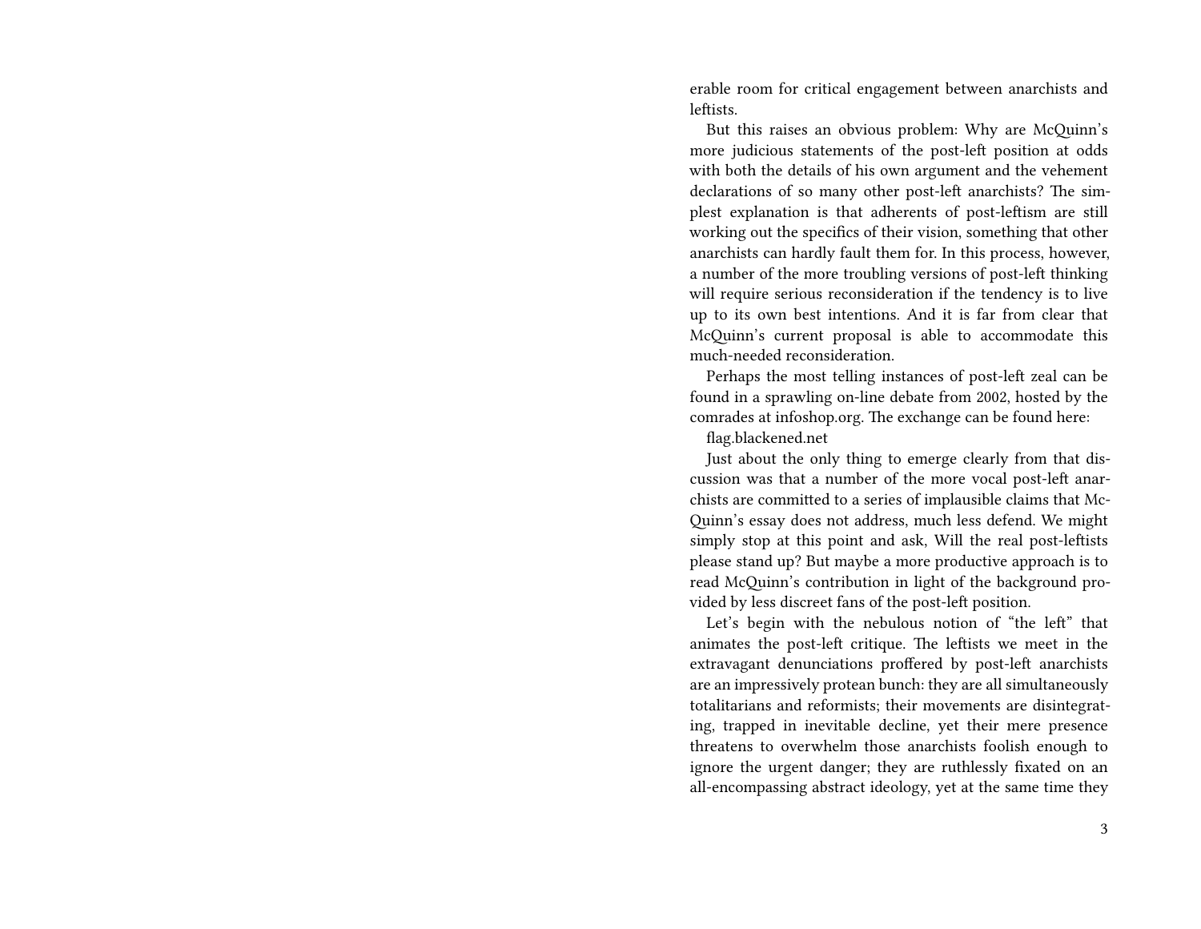erable room for critical engagement between anarchists and leftists.

But this raises an obvious problem: Why are McQuinn's more judicious statements of the post-left position at odds with both the details of his own argument and the vehement declarations of so many other post-left anarchists? The simplest explanation is that adherents of post-leftism are still working out the specifics of their vision, something that other anarchists can hardly fault them for. In this process, however, a number of the more troubling versions of post-left thinking will require serious reconsideration if the tendency is to live up to its own best intentions. And it is far from clear that McQuinn's current proposal is able to accommodate this much-needed reconsideration.

Perhaps the most telling instances of post-left zeal can be found in a sprawling on-line debate from 2002, hosted by the comrades at infoshop.org. The exchange can be found here:

flag.blackened.net

Just about the only thing to emerge clearly from that discussion was that a number of the more vocal post-left anarchists are committed to a series of implausible claims that McQuinn's essay does not address, much less defend. We might simply stop at this point and ask, Will the real post-leftists please stand up? But maybe a more productive approach is to read McQuinn's contribution in light of the background provided by less discreet fans of the post-left position.

Let's begin with the nebulous notion of "the left" that animates the post-left critique. The leftists we meet in the extravagant denunciations proffered by post-left anarchists are an impressively protean bunch: they are all simultaneously totalitarians and reformists; their movements are disintegrating, trapped in inevitable decline, yet their mere presence threatens to overwhelm those anarchists foolish enough to ignore the urgent danger; they are ruthlessly fixated on an all-encompassing abstract ideology, yet at the same time they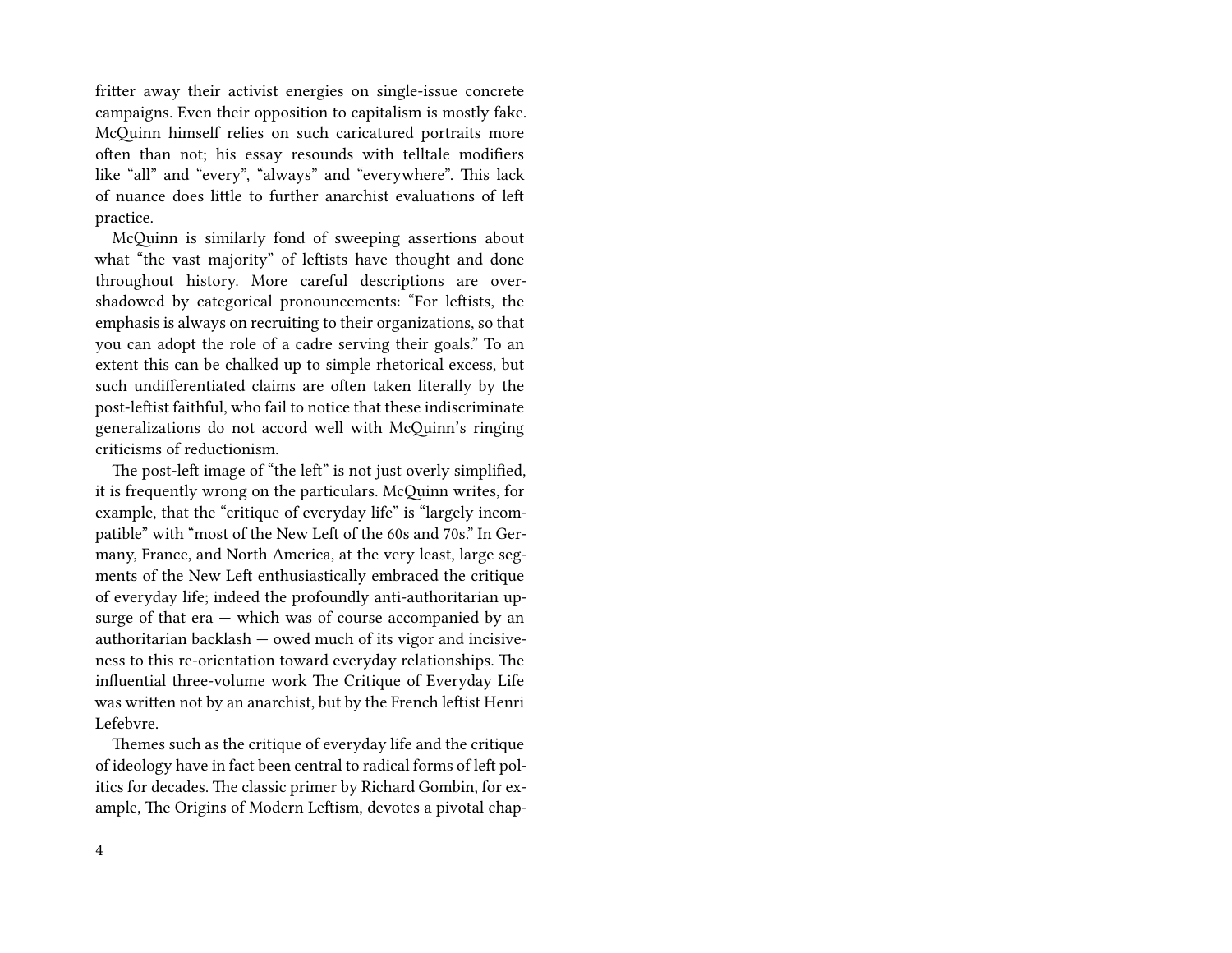fritter away their activist energies on single-issue concrete campaigns. Even their opposition to capitalism is mostly fake. McQuinn himself relies on such caricatured portraits more often than not; his essay resounds with telltale modifiers like "all" and "every", "always" and "everywhere". This lack of nuance does little to further anarchist evaluations of left practice.

McQuinn is similarly fond of sweeping assertions about what "the vast majority" of leftists have thought and done throughout history. More careful descriptions are overshadowed by categorical pronouncements: "For leftists, the emphasis is always on recruiting to their organizations, so that you can adopt the role of a cadre serving their goals." To an extent this can be chalked up to simple rhetorical excess, but such undifferentiated claims are often taken literally by the post-leftist faithful, who fail to notice that these indiscriminate generalizations do not accord well with McQuinn's ringing criticisms of reductionism.

The post-left image of "the left" is not just overly simplified, it is frequently wrong on the particulars. McQuinn writes, for example, that the "critique of everyday life" is "largely incompatible" with "most of the New Left of the 60s and 70s." In Germany, France, and North America, at the very least, large segments of the New Left enthusiastically embraced the critique of everyday life; indeed the profoundly anti-authoritarian upsurge of that era — which was of course accompanied by an authoritarian backlash — owed much of its vigor and incisiveness to this re-orientation toward everyday relationships. The influential three-volume work The Critique of Everyday Life was written not by an anarchist, but by the French leftist Henri Lefebvre.

Themes such as the critique of everyday life and the critique of ideology have in fact been central to radical forms of left politics for decades. The classic primer by Richard Gombin, for example, The Origins of Modern Leftism, devotes a pivotal chap-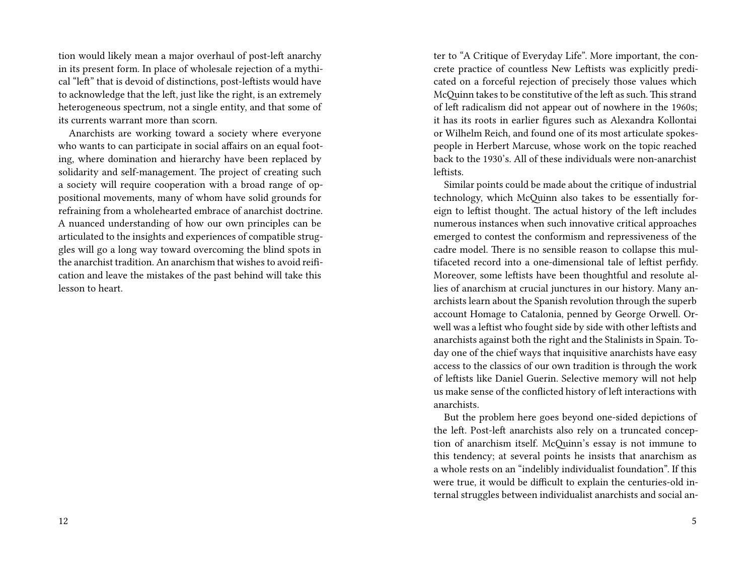tion would likely mean a major overhaul of post-left anarchy in its present form. In place of wholesale rejection of a mythical "left" that is devoid of distinctions, post-leftists would have to acknowledge that the left, just like the right, is an extremely heterogeneous spectrum, not a single entity, and that some of its currents warrant more than scorn.

Anarchists are working toward a society where everyone who wants to can participate in social affairs on an equal footing, where domination and hierarchy have been replaced by solidarity and self-management. The project of creating such a society will require cooperation with a broad range of oppositional movements, many of whom have solid grounds for refraining from a wholehearted embrace of anarchist doctrine. A nuanced understanding of how our own principles can be articulated to the insights and experiences of compatible struggles will go a long way toward overcoming the blind spots in the anarchist tradition. An anarchism that wishes to avoid reification and leave the mistakes of the past behind will take this lesson to heart.

ter to "A Critique of Everyday Life". More important, the concrete practice of countless New Leftists was explicitly predicated on a forceful rejection of precisely those values which McQuinn takes to be constitutive of the left as such. This strand of left radicalism did not appear out of nowhere in the 1960s; it has its roots in earlier figures such as Alexandra Kollontai or Wilhelm Reich, and found one of its most articulate spokespeople in Herbert Marcuse, whose work on the topic reached back to the 1930's. All of these individuals were non-anarchist leftists.

Similar points could be made about the critique of industrial technology, which McQuinn also takes to be essentially foreign to leftist thought. The actual history of the left includes numerous instances when such innovative critical approaches emerged to contest the conformism and repressiveness of the cadre model. There is no sensible reason to collapse this multifaceted record into a one-dimensional tale of leftist perfidy. Moreover, some leftists have been thoughtful and resolute allies of anarchism at crucial junctures in our history. Many anarchists learn about the Spanish revolution through the superb account Homage to Catalonia, penned by George Orwell. Orwell was a leftist who fought side by side with other leftists and anarchists against both the right and the Stalinists in Spain. Today one of the chief ways that inquisitive anarchists have easy access to the classics of our own tradition is through the work of leftists like Daniel Guerin. Selective memory will not help us make sense of the conflicted history of left interactions with anarchists.

But the problem here goes beyond one-sided depictions of the left. Post-left anarchists also rely on a truncated conception of anarchism itself. McQuinn's essay is not immune to this tendency; at several points he insists that anarchism as a whole rests on an "indelibly individualist foundation". If this were true, it would be difficult to explain the centuries-old internal struggles between individualist anarchists and social an-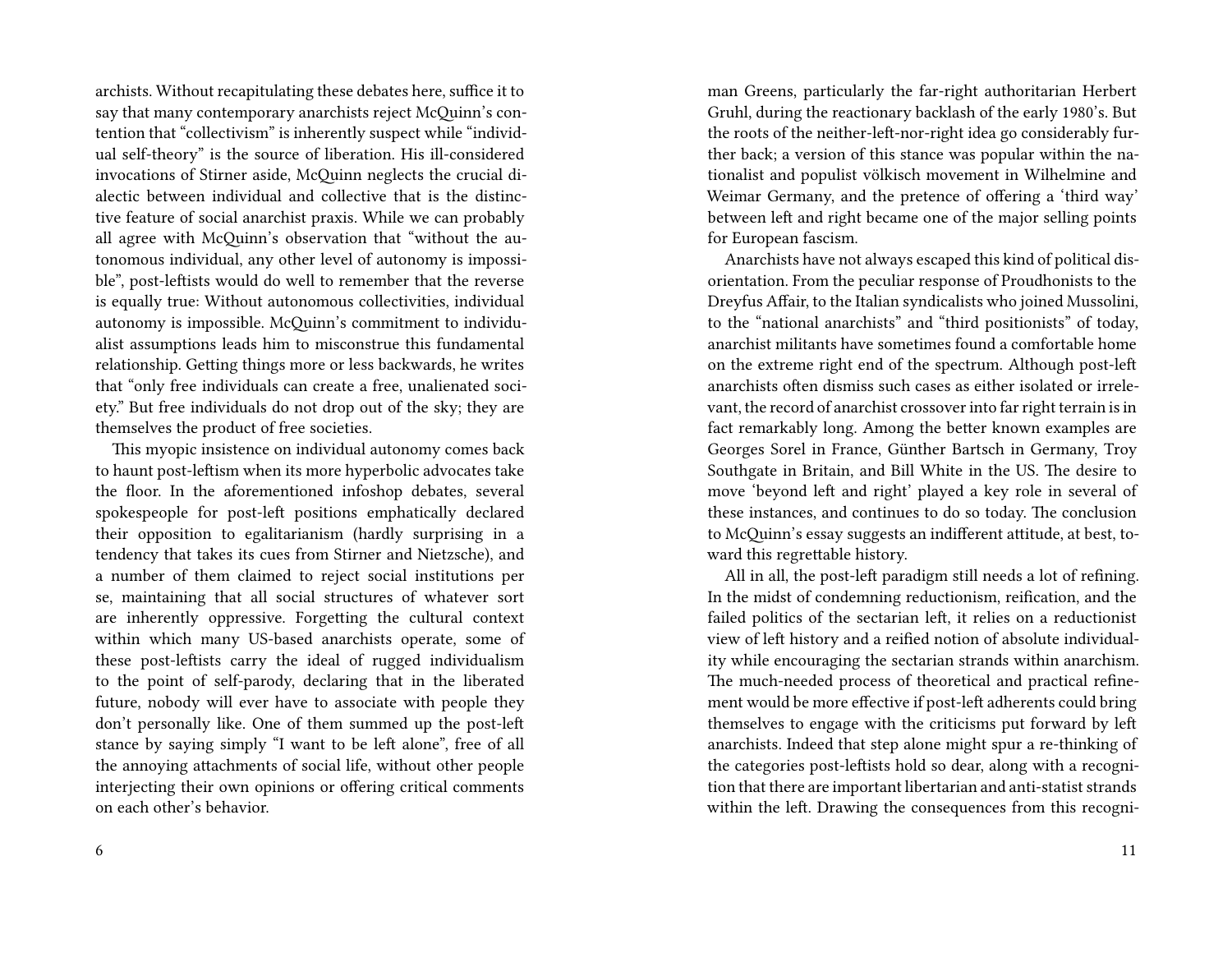archists. Without recapitulating these debates here, suffice it to say that many contemporary anarchists reject McQuinn's contention that "collectivism" is inherently suspect while "individual self-theory" is the source of liberation. His ill-considered invocations of Stirner aside, McQuinn neglects the crucial dialectic between individual and collective that is the distinctive feature of social anarchist praxis. While we can probably all agree with McQuinn's observation that "without the autonomous individual, any other level of autonomy is impossible", post-leftists would do well to remember that the reverse is equally true: Without autonomous collectivities, individual autonomy is impossible. McQuinn's commitment to individualist assumptions leads him to misconstrue this fundamental relationship. Getting things more or less backwards, he writes that "only free individuals can create a free, unalienated society." But free individuals do not drop out of the sky; they are themselves the product of free societies.

This myopic insistence on individual autonomy comes back to haunt post-leftism when its more hyperbolic advocates take the floor. In the aforementioned infoshop debates, several spokespeople for post-left positions emphatically declared their opposition to egalitarianism (hardly surprising in a tendency that takes its cues from Stirner and Nietzsche), and a number of them claimed to reject social institutions per se, maintaining that all social structures of whatever sort are inherently oppressive. Forgetting the cultural context within which many US-based anarchists operate, some of these post-leftists carry the ideal of rugged individualism to the point of self-parody, declaring that in the liberated future, nobody will ever have to associate with people they don't personally like. One of them summed up the post-left stance by saying simply "I want to be left alone", free of all the annoying attachments of social life, without other people interjecting their own opinions or offering critical comments on each other's behavior.

man Greens, particularly the far-right authoritarian Herbert Gruhl, during the reactionary backlash of the early 1980's. But the roots of the neither-left-nor-right idea go considerably further back; a version of this stance was popular within the nationalist and populist völkisch movement in Wilhelmine and Weimar Germany, and the pretence of offering a 'third way' between left and right became one of the major selling points for European fascism.

Anarchists have not always escaped this kind of political disorientation. From the peculiar response of Proudhonists to the Dreyfus Affair, to the Italian syndicalists who joined Mussolini, to the "national anarchists" and "third positionists" of today, anarchist militants have sometimes found a comfortable home on the extreme right end of the spectrum. Although post-left anarchists often dismiss such cases as either isolated or irrelevant, the record of anarchist crossover into far right terrain is in fact remarkably long. Among the better known examples are Georges Sorel in France, Günther Bartsch in Germany, Troy Southgate in Britain, and Bill White in the US. The desire to move 'beyond left and right' played a key role in several of these instances, and continues to do so today. The conclusion to McQuinn's essay suggests an indifferent attitude, at best, toward this regrettable history.

All in all, the post-left paradigm still needs a lot of refining. In the midst of condemning reductionism, reification, and the failed politics of the sectarian left, it relies on a reductionist view of left history and a reified notion of absolute individuality while encouraging the sectarian strands within anarchism. The much-needed process of theoretical and practical refinement would be more effective if post-left adherents could bring themselves to engage with the criticisms put forward by left anarchists. Indeed that step alone might spur a re-thinking of the categories post-leftists hold so dear, along with a recognition that there are important libertarian and anti-statist strands within the left. Drawing the consequences from this recogni-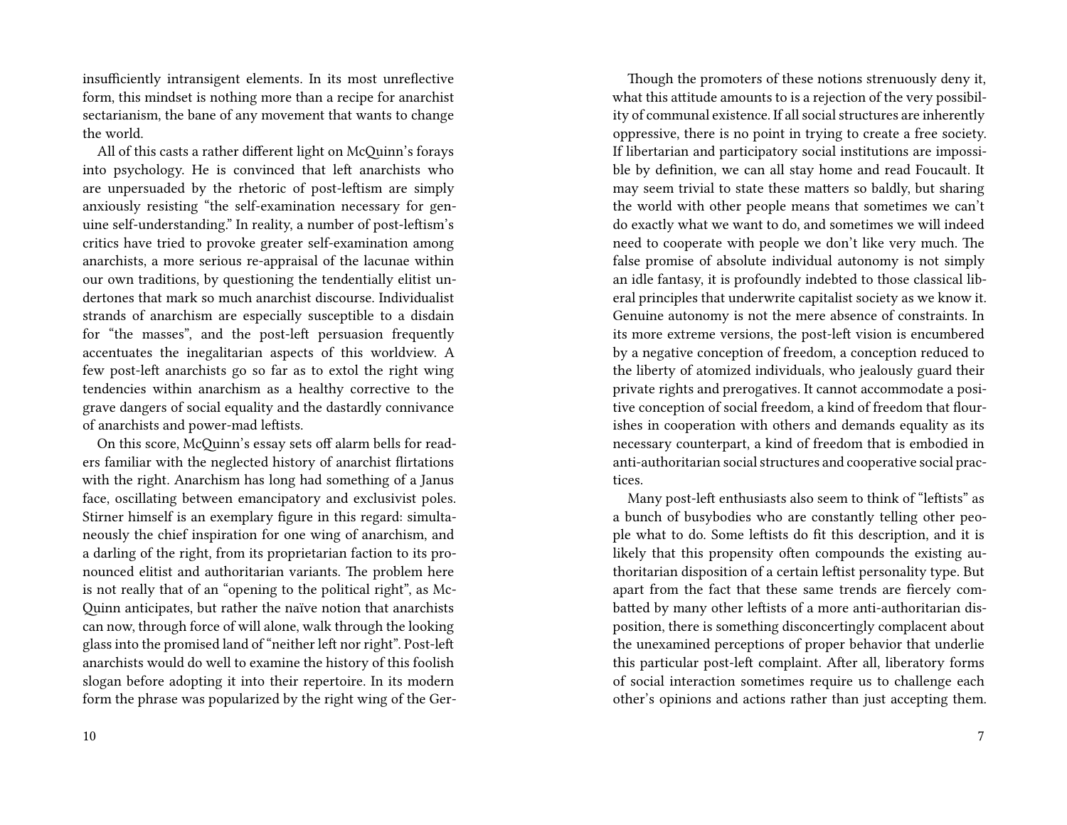insufficiently intransigent elements. In its most unreflective form, this mindset is nothing more than a recipe for anarchist sectarianism, the bane of any movement that wants to change the world.

All of this casts a rather different light on McQuinn's forays into psychology. He is convinced that left anarchists who are unpersuaded by the rhetoric of post-leftism are simply anxiously resisting "the self-examination necessary for genuine self-understanding." In reality, a number of post-leftism's critics have tried to provoke greater self-examination among anarchists, a more serious re-appraisal of the lacunae within our own traditions, by questioning the tendentially elitist undertones that mark so much anarchist discourse. Individualist strands of anarchism are especially susceptible to a disdain for "the masses", and the post-left persuasion frequently accentuates the inegalitarian aspects of this worldview. A few post-left anarchists go so far as to extol the right wing tendencies within anarchism as a healthy corrective to the grave dangers of social equality and the dastardly connivance of anarchists and power-mad leftists.

On this score, McQuinn's essay sets off alarm bells for readers familiar with the neglected history of anarchist flirtations with the right. Anarchism has long had something of a Janus face, oscillating between emancipatory and exclusivist poles. Stirner himself is an exemplary figure in this regard: simultaneously the chief inspiration for one wing of anarchism, and a darling of the right, from its proprietarian faction to its pronounced elitist and authoritarian variants. The problem here is not really that of an "opening to the political right", as McQuinn anticipates, but rather the naïve notion that anarchists can now, through force of will alone, walk through the looking glass into the promised land of "neither left nor right". Post-left anarchists would do well to examine the history of this foolish slogan before adopting it into their repertoire. In its modern form the phrase was popularized by the right wing of the Ger-

Though the promoters of these notions strenuously deny it, what this attitude amounts to is a rejection of the very possibility of communal existence. If all social structures are inherently oppressive, there is no point in trying to create a free society. If libertarian and participatory social institutions are impossible by definition, we can all stay home and read Foucault. It may seem trivial to state these matters so baldly, but sharing the world with other people means that sometimes we can't do exactly what we want to do, and sometimes we will indeed need to cooperate with people we don't like very much. The false promise of absolute individual autonomy is not simply an idle fantasy, it is profoundly indebted to those classical liberal principles that underwrite capitalist society as we know it. Genuine autonomy is not the mere absence of constraints. In its more extreme versions, the post-left vision is encumbered by a negative conception of freedom, a conception reduced to the liberty of atomized individuals, who jealously guard their private rights and prerogatives. It cannot accommodate a positive conception of social freedom, a kind of freedom that flourishes in cooperation with others and demands equality as its necessary counterpart, a kind of freedom that is embodied in anti-authoritarian social structures and cooperative social practices.

Many post-left enthusiasts also seem to think of "leftists" as a bunch of busybodies who are constantly telling other people what to do. Some leftists do fit this description, and it is likely that this propensity often compounds the existing authoritarian disposition of a certain leftist personality type. But apart from the fact that these same trends are fiercely combatted by many other leftists of a more anti-authoritarian disposition, there is something disconcertingly complacent about the unexamined perceptions of proper behavior that underlie this particular post-left complaint. After all, liberatory forms of social interaction sometimes require us to challenge each other's opinions and actions rather than just accepting them.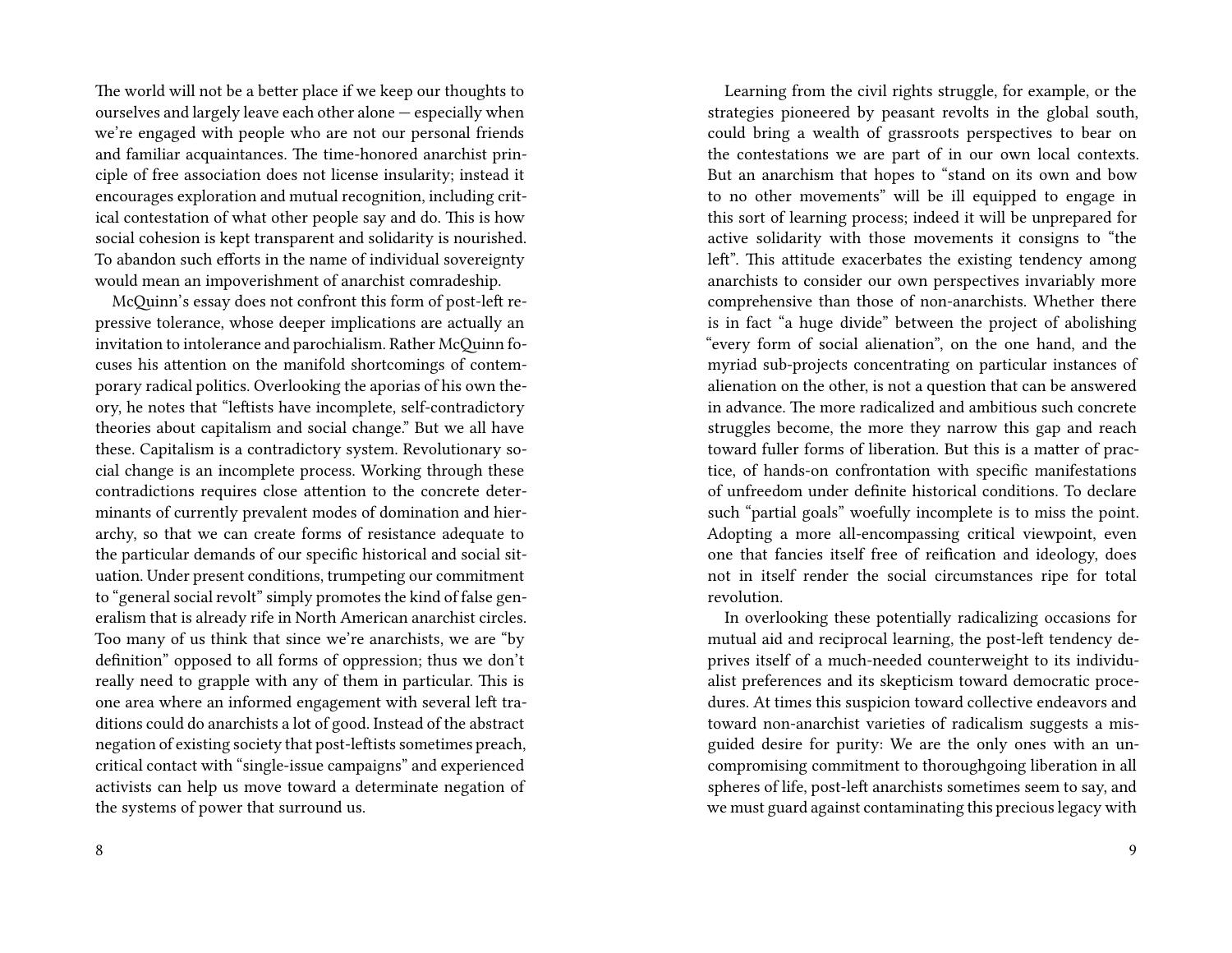The world will not be a better place if we keep our thoughts to ourselves and largely leave each other alone — especially when we're engaged with people who are not our personal friends and familiar acquaintances. The time-honored anarchist principle of free association does not license insularity; instead it encourages exploration and mutual recognition, including critical contestation of what other people say and do. This is how social cohesion is kept transparent and solidarity is nourished. To abandon such efforts in the name of individual sovereignty would mean an impoverishment of anarchist comradeship.

McQuinn's essay does not confront this form of post-left repressive tolerance, whose deeper implications are actually an invitation to intolerance and parochialism. Rather McQuinn focuses his attention on the manifold shortcomings of contemporary radical politics. Overlooking the aporias of his own theory, he notes that "leftists have incomplete, self-contradictory theories about capitalism and social change." But we all have these. Capitalism is a contradictory system. Revolutionary social change is an incomplete process. Working through these contradictions requires close attention to the concrete determinants of currently prevalent modes of domination and hierarchy, so that we can create forms of resistance adequate to the particular demands of our specific historical and social situation. Under present conditions, trumpeting our commitment to "general social revolt" simply promotes the kind of false generalism that is already rife in North American anarchist circles. Too many of us think that since we're anarchists, we are "by definition" opposed to all forms of oppression; thus we don't really need to grapple with any of them in particular. This is one area where an informed engagement with several left traditions could do anarchists a lot of good. Instead of the abstract negation of existing society that post-leftists sometimes preach, critical contact with "single-issue campaigns" and experienced activists can help us move toward a determinate negation of the systems of power that surround us.

Learning from the civil rights struggle, for example, or the strategies pioneered by peasant revolts in the global south, could bring a wealth of grassroots perspectives to bear on the contestations we are part of in our own local contexts. But an anarchism that hopes to "stand on its own and bow to no other movements" will be ill equipped to engage in this sort of learning process; indeed it will be unprepared for active solidarity with those movements it consigns to "the left". This attitude exacerbates the existing tendency among anarchists to consider our own perspectives invariably more comprehensive than those of non-anarchists. Whether there is in fact "a huge divide" between the project of abolishing "every form of social alienation", on the one hand, and the myriad sub-projects concentrating on particular instances of alienation on the other, is not a question that can be answered in advance. The more radicalized and ambitious such concrete struggles become, the more they narrow this gap and reach toward fuller forms of liberation. But this is a matter of practice, of hands-on confrontation with specific manifestations of unfreedom under definite historical conditions. To declare such "partial goals" woefully incomplete is to miss the point. Adopting a more all-encompassing critical viewpoint, even one that fancies itself free of reification and ideology, does not in itself render the social circumstances ripe for total revolution.

In overlooking these potentially radicalizing occasions for mutual aid and reciprocal learning, the post-left tendency deprives itself of a much-needed counterweight to its individualist preferences and its skepticism toward democratic procedures. At times this suspicion toward collective endeavors and toward non-anarchist varieties of radicalism suggests a misguided desire for purity: We are the only ones with an uncompromising commitment to thoroughgoing liberation in all spheres of life, post-left anarchists sometimes seem to say, and we must guard against contaminating this precious legacy with